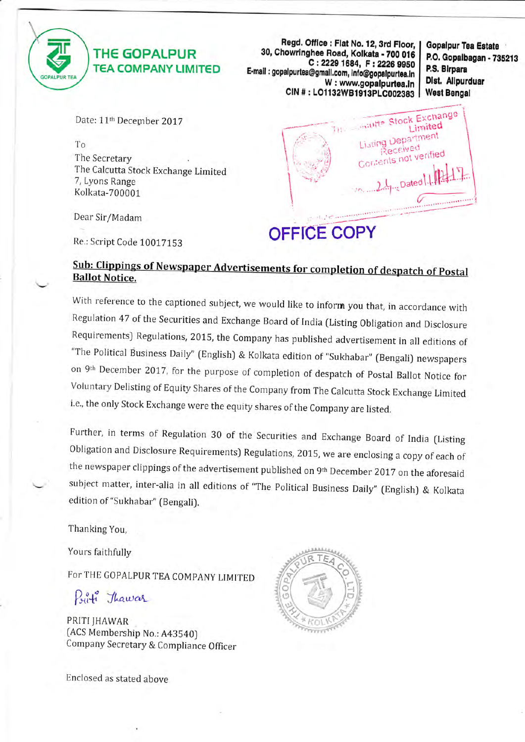**THE GOPALPUR TEA COMPANY LIMITED**

Regd. Office : Flat No. 12, 3rd Floor, 30, Chowringhee Road, Kolkata - 700 016
C : 2229 1684, F : 2226 9950
E-mail : gopalpurtea@gmail.com, info@gopalpurtea.in
W : www.gopalpurtea.in
CIN # : L01132WB1913PLC002383

Gopalpur Tea Estate
P.O. Gopalbagan - 735213
P.S. Birpara
Dist. Alipurduar
West Bengal

Date: 11th December 2017

To
The Secretary
The Calcutta Stock Exchange Limited
7, Lyons Range
Kolkata-700001

Dear Sir/Madam

Re.: Script Code 10017153

OFFICE COPY

**Sub: Clippings of Newspaper Advertisements for completion of despatch of Postal Ballot Notice.**

With reference to the captioned subject, we would like to inform you that, in accordance with Regulation 47 of the Securities and Exchange Board of India (Listing Obligation and Disclosure Requirements) Regulations, 2015, the Company has published advertisement in all editions of "The Political Business Daily" (English) & Kolkata edition of "Sukhabar" (Bengali) newspapers on 9th December 2017, for the purpose of completion of despatch of Postal Ballot Notice for Voluntary Delisting of Equity Shares of the Company from The Calcutta Stock Exchange Limited i.e., the only Stock Exchange were the equity shares of the Company are listed.

Further, in terms of Regulation 30 of the Securities and Exchange Board of India (Listing Obligation and Disclosure Requirements) Regulations, 2015, we are enclosing a copy of each of the newspaper clippings of the advertisement published on 9th December 2017 on the aforesaid subject matter, inter-alia in all editions of "The Political Business Daily" (English) & Kolkata edition of "Sukhabar" (Bengali).

Thanking You,

Yours faithfully

For THE GOPALPUR TEA COMPANY LIMITED

Priti Jhawar

PRITI JHAWAR
(ACS Membership No.: A43540)
Company Secretary & Compliance Officer

Enclosed as stated above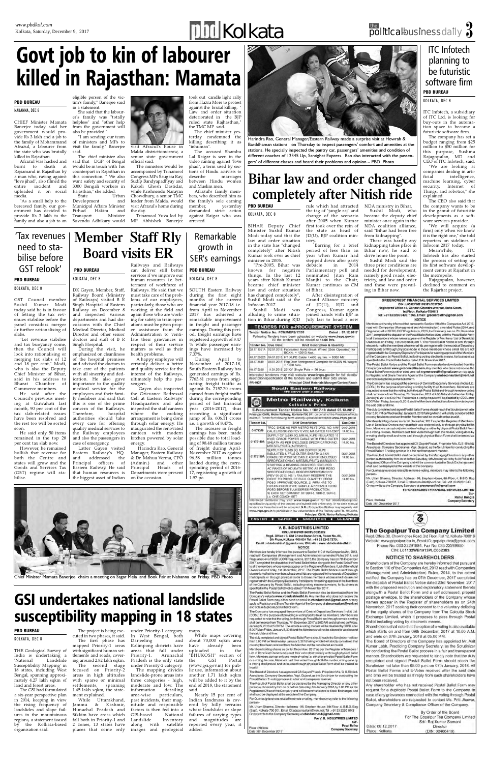# Govt job to kin of labourer killed in Rajasthan: Mamata

**PBD BUREAU**

NABANNA, DEC 8

CHIEF Minister Mamata Banerjee today said her government would provide Rs 3 lakh and a job to the family of Mohammad Afrazul, a labourer from the state who was brutally killed in Rajasthan.

Afrazul was hacked and burnt to death at Rajsamand in Rajasthan by a man who, raving against "love jihad", also filmed the entire incident and uploaded it on social media.

"As a small help to the bereaved family, our government has decided to provide Rs 3 lakh to the family and also a job to an eligible person of the victim's family," Banerjee said in a statement.

She said that the labourer's family was "totally helpless" and "other help from the government will also be provided."

"I am sending our team of ministers and MPs to visit the family," Banerjee said.

The chief minister also said that DGP of Bengal would be in touch with his counterpart in Rajasthan in this connection. " We also want safety and security of 3000 Bengali workers in Rajasthan," she added.

State Urban Development and Municipal Affairs Minister Firhad Hakim and Transport Minister Suvendu Adhikary would visit Afrazul's house in Malda districttomorrow, a senior state government official said.

The ministers would be accompanied by Trinamool Congress MPs Saugata Ray, Sudip Bandyapadhyay and Kakoli Ghosh Dastidar, while Krishnendu Narayan Chowdhury, a senior TMC leader from Malda, would visit Afrazul's home during the day.

Trinamool Yuva led by MP Abhishek Banerjee took out candle light rally from Hazra More to protest against the brutal killing. " Law and order situation deteriorated in the BJP ruled state Rajasthan," the TMC MP said.

The chief minister yesterday condemned the killing describing it as "inhuman".

The accused Shambu Lal Raigar is seen in the video ranting against "love jihad", a term used by sections of Hindu activists to describe marriages between Hindu women and Muslim men.

Afrazul's family members, who described him as the family's sole earning member, yesterday demanded strict action against Raigar who was arrested.

Harindra Rao, General Manager/Eastern Railway made a surprise visit at Howrah & Barddhaman stations on Thursday to inspect passengers' comfort and amenities at the stations. He specially inspected the pantry car, passengers' amenities and condition of different coaches of 12345 Up, Saraighat Express. Rao also interacted with the passengers' of different classes and heard their problems and opinion – PBD Photo

# ITC Infotech planning to be futuristic software firm

**PBD BUREAU**

KOLKATA, DEC 8

ITC Infotech, a subsidiary of ITC Ltd, is looking for buy-outs in the automation space to become a futuristic software firm.

The company has set a budget ranging from $25 million to $50 million for this purpose, Sushma Rajagopalan, MD and CEO of ITC Infotech, said.

"We are looking at companies dealing in artificial intelligence, machine learning, cyber security, Internet of Things, and robotics," she explained.

The CEO also said that the company wants to be in the gamut of futuristic developments as a software services provider.

"We will acquire (a firm) only when we know it is the right one," she told reporters on sidelines of Infocom 2017 today.

Meanwhile, ITC Infotech has also started the process of setting up its first software development centre at Rajarhat in the metropolis.

Rajagopalan, however, declined to comment on the Rajarhat project.

# Bihar law and order changed completely after Nitish ride

**PBD BUREAU**

KOLKATA, DEC 8

BIHAR Deputy Chief Minister Sushil Kumar Modi today said that the law and order situation in the state has "changed completely" after Nitish Kumar took over as chief minister in 2005.

"Pre-2005, Bihar was known for negative things. In the last 12 years after Nitish Kumar became chief minister law and order situation has changed completely", Sushil Modi said at the Infocom 2017.

Sushil Modi was alluding to crime situation in Bihar during RJD rule which had attracted the tag of "jungle raj" and change of the scenario after 2005 when Kumar first took over the reins of the state as head of JD(U), BJP coalition ministry.

Barring for a brief period of less than an year when Kumar had stepped down after party debacle in 2014 Parliamentary poll and named Jitan Ram Manjhi to the Chair, Kumar continues as CM of Bihar.

After disintegration of Grand Alliance ministry of JD(U), RJD and Congress, Kumar again joined hands with BJP in July last to head a new NDA ministry in Bihar.

Sushil Modi, who became the deputy chief minister once again in the NDA coalition alliance, said "Bihar had been free from kidnapping".

There was hardly any kidnapping takes place in Bihar now, he said to drive home the point.

Sushil Modi said the three prior conditions are needed for development, namely good roads, electricity, and law and order and these were prevailing in Bihar now.

# 'Tax revenues need to stabilise before GST relook'

**PBD BUREAU**

KOLKATA, DEC 8

GST Council member Sushil Kumar Modi today said he is in favour of letting the tax revenues stabilise before the panel considers merger or further rationalising of slabs.

"Let revenue stabilise and tax buoyancy come, then the Council will look into rationalising or merging tax slabs of 12 and 18 per cent," Modi, who is also the Deputy Chief Minister of Bihar, said in his address to Bharat Chamber of Commerce members.

He said after the Council's previous meeting at Guwahati last month, 90 per cent of the tax slab-related issues have been resolved and the rest too will be sorted soon.

He said only 50 items remained in the top 28 per cent tax slab now.

However, he remained bullish that revenue for both the Centre and states will grow and the Goods and Services Tax (GST) regime will stabilise.

# Member Staff Rly Board visits ER

**PBD BUREAU**

KOLKATA, DEC 8

DK Gayen, Member, Staff, Railway Board (Ministry of Railways) visited B R Singh Hospital of Eastern Railway on December 8 and inspected various departments and had discussions with the Chief Medical Director, Medical Director and other senior doctors and staff of B R Singh Hospital.

During the visit, he emphasized on cleanliness of the hospital premises and advised the doctors to take care of the patients with all sincerity and dedication. He also gave importance to the quality medical service for the employees and their family members and said that this is one of the prime concern of the Railways. Therefore, hospital authorities should take every care for offering quality medical services to the Railway employees and also the passengers in case of emergency.

Latter Gayen visited Eastern Railway's HQ. and addressed the Principal officers of Eastern Railway. He said that human resources is the biggest asset of Indian Railways and Railways can deliver still better services if we improve our human resources i.e. betterment of workforce of Railways. He said that we must take care of the problems of our employees, particularly, those who are working at the field and again those who are working at the train operations must be given proper assistance from the Administration to ventilate their grievances in respect of their service matters as well as their health problems.

A happy employee will certainly deliver a better and quality service for the interest of the Railways, ultimately help the passengers.

Gayen also inspected the Grievance Redressal Cell at Eastern Railway Headquarters and also inspected the staff canteen where the cooking arrangement is being done through solar energy. He inaugurated the renovated canteen with modern kitchen powered by solar energy.

Harindra Rao, General Manager, Eastern Railway & Dr. Mahua Verma, CPO (Admin.) and other Principal Heads of Departments were present on the occasion.

# Remarkable growth in SER's earnings

**PBD BUREAU**

KOLKATA, DEC 8

SOUTH Eastern Railway during the first eight months of the current financial year 2017-18 i.e. from April to November 2017 has achieved a remarkable improvement in freight and passenger earnings. During this period, freight earnings have registered a growth of 8.47 % while passenger earnings have increased by 7.37%.

During April to November of 2017-18, South Eastern Railway has generated earnings of Rs. 7763.81 crores from originating freight traffic as against Rs. 7157.70 crores earned from freight traffic during the corresponding period of last financial year (2016-2017), thus recording a significant jump of Rs. 606.11 crores i.e. a growth of 8.47%.

The increase in freight earnings has been made possible due to total loading of 98.48 million tonnes of freight during April-November 2017 as against 96.58 million tonnes loaded during the corresponding period of 2016-17, registering a growth of 1.97 pc.

**TENDERS FOR e-PROCUREMENT SYSTEM**

Tender Notice No. PCMM/EPS/17/53 Dated : 07.12.2017

Following Tenders have been uploaded on website www.ireps.gov.in All the tenders will be closed at 14.00 hrs.

| Tender No. | Due Date | Brief Description & Quantity |
|---|---|---|
| 38.17.1551A | 02.01.2018 | Fabricated Hand Brake Wheel (Side Operated) for BOXN. = 12013 Nos. |
| 40.17.5862B | 04.01.2018 | HT XLPE Cable 1x400 sq.mm. = 8000 Mtr. |
| 38.17.3846 | 08.01.2018 | Flap Door Arrangement Complete for BOXN HL Wagon = 1590 Nos. |
| 40.17.5936 | 11.01.2018 | 25 KV Single Pole = 56 Nos. |

Interested tenderers may visit website www.ireps.gov.in for full details/description/specification of the tenders and submit their bids online.

PR-1037 Principal Chief Materials Manager/Garden Reach

**South Eastern Railway** — We serve with a smile

**Metro Railway, Kolkata** — Kolkata's Pride

**E-Procurement Tender Notice No. : 18/17-18 dated 07.12.2017**

Principal CMM, Metro Railway, Kolkata-700 071 on behalf of the President of India invites E-Tender for following items already uploaded in website www.ireps.gov.in

| Tender No. | Brief Description | Due Date |
|---|---|---|
| 01171559 | TROC SHOE AS PER METRO RLYS DRG. NO. MR/CAL/EL/RS/SK-783 REV. 5 VIDE MA DATED 15/11/2007 | 04.01.2018 14.00 hrs. |
| 01171494 | SUPPLY OF 3x240 SQ. MM AL XLPE INSULATED 11 KV(E) GRADE POWER CABLE WITH FRLS OUTER SHEATH AS PER ENCLOSED SPECIFICATION NO. MRT/SEL/PS/ITG-11/KR(2017) | 05.01.2018 14.00 hrs. |
| 01171506 | SUPPLY OF 1x630 SQ. MM COPPER XLPE INSULATED & FRLS OUTER SHEATH 3.3 KV GRADE DC POSITIVE CABLE AS PER ENCLOSED SPECIFICATION NO. MRT/S/EL/PS/TG-(15/R3/2017) | 05.01.2018 14.00 hrs. |
| 01175177 | STARTING & BRAKING RESISTOR (SBR) FOR AC RAKES OF KOLKATA METRO AS PER RDSO SPECIFICATION NO. RDSO/PE/SPEC/EMU/0172 (REV-0)-2013, NB 1) RAIL WAY RESERVE THE RIGHT TO PROCURE BULK QUANTITY FROM RDSO APPROVED SOURCE. 2) FIRM HAS TO OBTAIN PROTOTYPE SAMPLE APPROVED FROM RDSO BEFORE BULK SERIES PRODUCTION. 3) EACH SET CONSIST OF SBR-1, SBR-2, SBR-3, i.e. ONE COACH SET | 05.01.2018 14.00 hrs. |

Interested tenderers may visit www.ireps.gov.in for full details/description/specification/quantity of the tenders and submit bids online only. In no case manual tenders for these items will be accepted. N.B.: Prospective Bidders may regularly visit www.ireps.gov.in to participate in low value tenders of this Railway upto Rs. 10 Lakhs.

Principal CMM, Metro Railway/Kolkata

FASTER • SAFER • SMOOTHER • CLEANER

**GREENCREST FINANCIAL SERVICES LIMITED**

CIN : L65921WB1993PLC057785

Registered Office : 8, Ganesh Chandra Avenue, Saha Court, 1st Floor, Kolkata-700013

Tel : +91 33 2236 5426 / 1366, Email : greencrestfin@gmail.com

**NOTICE**

Members are hereby informed that pursuant to Section 110 of the Companies Act, 2013, read with Companies (Management and Administration) amended Rules 2014, and Regulation 44 of SEBI LODR Regulations, 2015,the Company has on 7th December 2017, completed the dispatch of the Postal Ballot Notice along with the Postal Ballot Form to all the members whose names appear on the Register of Members / List of Beneficial Owners as on Friday, 1st December, 2017. The Postal Ballot Notice is sent through electronic mail to the members whose email IDs are registered in the records of Depository Participants or through physical mode to those members whose email ids are not registered with the Company/Depository Participants for seeking approval of the Members of the Company by Postal Ballot , including voting electronic means. for business as specified in the Postal Ballot Notice dated 11th November 2017.

The Postal Ballot Notice and the Postal Ballot Form can also be downloaded from the Company's website www.greencrestfin.com. Any member who does not receive the Postal Ballot Form may either send an email to greencrestfin@gmail.com or may apply to Registrar and Share Transfer Agent of the Company at abscon sultant@vsnl.net and obtain duplicate postal ballot form.

The Company has engaged the services of Central Depository Services (India) Ltd. (CDSL) for the purpose of providing e-voting facility to all its members. Members are requested to note that the voting, both through Postal Ballot and through remote e-voting shall commence from Thursday, 7th December, 2017 at 9.00 AM and shall end on Friday, January 5, 2018 at 5.00 PM. The remote e-voting module will be disabled by CDSL after 5.00 PM on Friday, January 5, 2018 and the Members shall not be allowed to vote beyond the said date and time.

The duly completed and signed Postal Ballot Forms should reach the Scrutinizer not later than 5.00 PM on Wednesday, January 3, 2018 failing which it will strictly considered that no reply has been received from the Member and be considered as invalid.

Members holding shares as on 1st December, 2017 as per the Register of Members / List of Beneficial Owners may cast their vote electronically or through physical ballot form. Members can opt only one mode of voting i.e. either by physical Postal Ballot Form or e-voting. In case, Members cast their votes through both the modes, voting done by e-voting shall prevail and votes cast through physical Postal Ballot Form shall be treated as invalid.

The Board of Directors has appointed CS Gayatri Phatak, Proprietor M/s. G.S. Bhide & Associates, Company Secretaries, Vapi, Gujarat, as the Scrutinizer for conducting the Postal Ballot / E-voting process in a fair and transparent manner.

The Result of Postal Ballot shall be declared by the Managing Director or any other person authorized by him on or before Saturday, 6th January 2018 by 5.00 PM as the Registered Office of the Company and will be communicated to Stock Exchanges and shall also be displayed at the website of the Company.

For Queries/grievances related to remote e-voting, members may refer to the following person:-

Mr. Uttam Sharma, Director; Address : 99, Stephen House, 6th Floor, 4, B.B.D. Bag (East), Kolkata-700 001, Email ID: absconsultant@vsnl.net, Tel : +91 33 2220 1043

Or may write to the Company Secretary at greencrestfin@gmail.com

For GREENCREST FINANCIAL SERVICES LIMITED

Sd/-
Rahul Rungta
Company Secretary

Place : Kolkata
Date : 8th December 2017

**The Gopalpur Tea Company Limited**

Regd. Office: 30, Chowringhee Road, 3rd Floor, Flat 12, Kolkata-700016

Website: www.gopalpurtea.in, Email ID: gopalpurtea@gmail.com

Phone No. 033-22291684, Fax No. 033-22269950

CIN: L01132WB1913PLC002383

**NOTICE TO SHAREHOLDERS**

Shareholders of the Company are hereby informed that pursuant to Section 110 of the Companies Act, 2013 read with Companies (Management and Administration) Rules, 2014, to the extent notified, the Company has on 07th December, 2017 completed the dispatch of Postal Ballot Notice dated 23rd November, 2017 with the proposed resolution and explanatory statement thereto alongwith a Postal Ballot Form and a self addressed, prepaid postage envelope, to the shareholders of the Company whose names appear in the Register of shareholders as on 24th November, 2017 seeking their consent to the voluntary delisting of the equity shares of the Company from The Calcutta Stock Exchange Limited, which it proposes to pass through Postal Ballot including voting by electronic means.

Shareholders shall note that the option of e-voting is also available which starts on and from 08th December, 2017 at 10.00 A.M. and ends on 07th January, 2018 at 05.00 P.M.

The Board of Directors of the Company has appointed Mr. Asit Kumar Labh, Practicing Company Secretary, as the Scrutinizer for conducting the Postal Ballot process in a fair and transparent manner. Shareholders are requested to kindly note that the duly completed and signed Postal Ballot Form should reach the Scrutinizer not later than 05.00 p.m. on 07th January, 2018. All Postal Ballot Forms and E-Votes received after the said date and time will be treated as if reply from such shareholders have not been received.

Any shareholder who has not received Postal Ballot Form may request for a duplicate Postal Ballot Form to the Company. In case of any grievances connected with the voting through Postal Ballot, shareholders are requested to contact Ms. Priti Jhawar, Company Secretary & Compliance Officer of the Company.

By Order of the Board
For The Gopalpur Tea Company Limited
Sd/- Raj Kumar Somani
Director
(DIN: 00466419)

Date: 08.12.2017
Place: Kolkata

**V. B. INDUSTRIES LIMITED**

CIN: L51909WB1982PLC035222

Regd. Office : 6, Old China Bazar Street, Room No. 85, 5th Floor, Kolkata -700 001 Tel : +91 33 2248 7270;

Email : vbindustries1@gmail.com; Website : www.vbindustriesltd.in

**NOTICE**

Members are hereby informed that pursuant to Section 110 of the Companies Act, 2013, read with Companies (Management and Administration) amended Rules 2014, and Regulation 44 of SEBI LODR Regulations, 2015 the Company has on 7th December 2017, completed the dispatch of the Postal Ballot Notice along with the Postal Ballot Form to all the members whose names appear on the Register of Members / List of Beneficial Owners as on Friday, 1st December, 2017. The Postal Ballot Notice is sent through electronic mail to the members whose email IDs are registered in the records of Depository Participants or through physical mode to those members whose email ids are not registered with the Company/Depository Participants for seeking approval of the Members of the Company by Postal Ballot, including voting electronic means, for business as specified in the Postal Ballot Notice dated 11th November 2017.

The Postal Ballot Notice and the Postal Ballot Form can also be downloaded from the Company's website www.vbindustriesltd.in. Any member who does not receive the Postal Ballot Form may either send an email to vbindustries1@gmail.com or may apply to Registrar and Share Transfer Agent of the Company at absconsultant@vsnl.net and obtain duplicate postal ballot form.

The Company has engaged the services of Central Depository Services (India) Ltd. (CDSL) for the purpose of providing e-voting facility to all its members. Members are requested to note that the voting, both through Postal Ballot and through remote e-voting shall commence from Thursday, 7th December, 2017 at 9.00 AM and shall end on Friday, January 5, 2018 at 5.00 PM. The remote e-voting module will be disabled by CDSL after 5.00 PM on Friday, January 5, 2018 and the Members shall not be allowed to vote beyond the said date and time.

The duly completed and signed Postal Ballot Forms should reach the Scrutinizer not later than 5.00 PM on Wednesday, January 3, 2018 failing which it will strictly considered that no reply has been received from the Member and be considered as invalid.

Members holding shares as on 1st December, 2017 as per the Register of Members / List of Beneficial Owners may cast their vote electronically or through physical ballot form. Members can opt only one mode of voting i.e. either by physical Postal Ballot Form or e-voting. In case, Members cast their votes through both the modes, voting done by e-voting shall prevail and votes cast through physical Postal Ballot Form shall be treated as invalid.

The Board of Directors has appointed CS Gayatri Phatak, Proprietor M/s. G.S. Bhide & Associates, Company Secretaries, Vapi, Gujarat, as the Scrutinizer for conducting the Postal Ballot / E-voting process in a fair and transparent manner.

The Result of Postal Ballot shall be declared by the Managing Director or any other person authorized by him on or before Saturday, 6th January 2018 by 5.00 PM as the Registered Office of the Company and will be communicated to Stock Exchanges and shall also be displayed at the website of the Company.

For Queries/grievances related to remote e-voting, members may refer to the following person:-

Mr. Uttam Sharma, Director; Address : 99, Stephen House, 6th Floor, 4, B.B.D. Bag (East), Kolkata-700 001, Email ID: absconsultant@vsnl.net, Tel : +91 33 2220 1043

Or may write to the Company Secretary at vbindustries1@gmail.com

For V. B. INDUSTRIES LIMITED

Sd/-
Payal Bafna
Company Secretary

Place : Kolkata
Date : 8th December 2017

Chief Minister Mamata Banerjee chairs a meeting on Sagar Mela and Book Fair at Nabanna on Friday. PBD Photo

# GSI undertakes national landslide susceptibility mapping in 18 states

**PBD BUREAU**

KOLKATA, DEC 8

THE Geological Survey of India is undertaking a 'National Landslide Susceptibility Mapping' in 18 states, including West Bengal, spanning approximately 4.27 lakh sqkm of land and forest areas.

The GSI had formulated a six-year perspective plan in 2014, keeping in view the rising frequency of landslides and slope failures in the mountainous regions, a statement issued by the Kolkata-based organisation said.

The project is being executed in two phases, it said.

The first phase has mapped Priority-1 areas with significant human settlements and roads, covering around 2.82 lakh sqkm.

The second stage focused on Priority-2 areas in high altitudes with sparse or minimal settlements, spanning 1.45 lakh sqkm, the statement explained.

While Uttarakhand, Jammu & Kashmir, Himachal Pradesh and Sikkim have areas which fall both in Priority-1 and 2 zones, 13 states have places that come only under Priority-1 category. In West Bengal, both Darjeeling and Kalimpong districts have areas that fall under Priority-1. Arunachal Pradesh is the only state under Priority-2 category.

The mapping divides landslide-prone areas into three categories - high, moderate and low. The information detailing area-wise particulars, past incidents, their magnitude and responsible factors is then fed into a GIS-based National Landslide Inventory along with satellite images and geological maps.

While maps covering about 70,000 sqkm area have already been uploaded in the "BHUKOSH" section of the GSI Portal (www.gsi.gov.in) for public use, information about another 1.71 lakh sqkm will be added to it by the end of 2018, the statement said.

Nearly 15 per cent of Indian landmass is covered by hilly terrains where landslides or slope failures of varying types and magnitudes are reported every year, it added.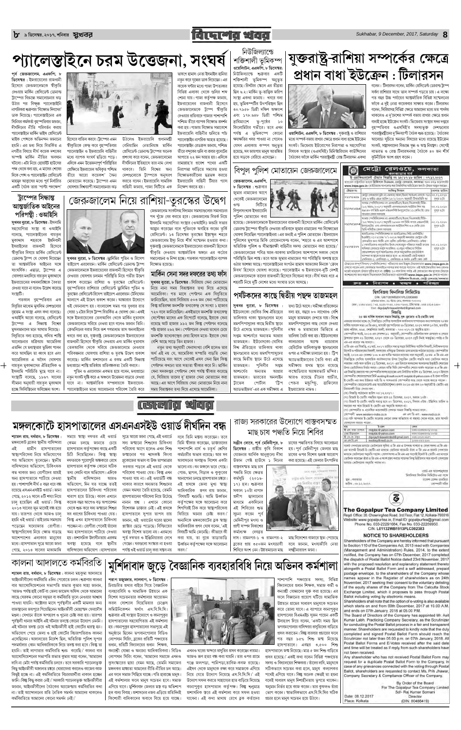# বিদেশের খবর

## প্যালেস্তাইনে চরম উত্তেজনা, সংঘর্ষ

**পূর্ব জেরুজালেম, এএফপি, ৮ ডিসেম্বর :** ইজরায়েলের রাজধানী হিসেবে জেরুজালেমকে স্বীকৃতি দেওয়ার মার্কিন প্রেসিডেন্ট ডোনাল্ড ট্রাম্পের বিরুদ্ধে সমালোচনার ঝড় উঠল পর পর বিক্ষুব্ধ প্যালেস্তাইনি নাগরিকরা শুক্রবার 'বিক্ষোভ দিবসের' ডাক দিয়েছে। প্যালেস্তাইনের এক সিনিয়র কর্মকর্তা যুক্তরাষ্ট্রের প্রশাসন, দীর্ঘদিনের নীতি পরিবর্তন করায় প্যালেস্তাইনে মার্কিন ভাইস প্রেসিডেন্ট মাইক পেন্সকে অভিনন্দন জানানো হবে না। এরপর ধর্মীয় বিতর্কিত এ নগরীর বিষয়ে দীর্ঘ সময়ের শান্তিপূর্ণ আলোচনা ব্যর্থ হয়েছে বলে বলছেন। বৃহস্পতিবার অধিকৃত পশ্চিম তীরে প্যালেস্তাইনি বিক্ষোভকারীরা ইজরায়েলের সেনাদের সঙ্গে সংঘর্ষে জড়িয়ে পড়ে। ইজরায়েলি সেনাবাহিনী তাদের ছত্রভঙ্গ করতে টিয়ার গ্যাস ও রাবার বুলেট ছোঁড়ে। ট্রাম্পের ঘোষণার পর পরই প্যালেস্তাইনের মধ্যে ব্যাপক হতাশা ছড়িয়ে পড়ে। গাজায় বিক্ষোভকারীরা মার্কিন পতাকা পুড়িয়ে দেয়। ইজরায়েলি সেনারা পশ্চিম তীরের বেথলেহেম ও রামাল্লায় বিক্ষোভকারীদের ছত্রভঙ্গ করতে টিয়ার গ্যাস ছোঁড়ে। এ ঘটনায় বেশ কয়েকজন আহত হয়েছেন। হামাস নেতা ইসমাইল হানিয়া নতুন করে ইন্তিফাদার ডাক দিয়েছেন। গাজা থেকে ইজরায়েলের দিকে দুটি রকেট ছোঁড়া হয় বলে জানিয়েছে ইজরায়েলি সেনাবাহিনী। জবাবে ইজরায়েলি যুদ্ধবিমান গাজায় হামলা চালায়।

### ট্রাম্পের সিদ্ধান্ত আন্তর্জাতিক আইনের পরিপন্থী : ওআইসি

**সুখবর ব্যুরো, ৮ ডিসেম্বর :** ইসলামি সহযোগিতা সংস্থা বা ওআইসি বলেছে, প্যালেস্তাইনের বায়তুল মুকাদ্দাস শহরকে ইহুদিবাদী ইসরায়েলের রাজধানী হিসেবে স্বীকৃতির বিষয়ে মার্কিন প্রেসিডেন্ট ডোনাল্ড ট্রাম্পের যে ঘোষণা দিয়েছেন তা আন্তর্জাতিক আইনের সঙ্গে সাংঘর্ষিক। এছাড়া, ট্রাম্পের এ ঘোষণার মাধ্যমে বায়তুল মুকাদ্দাসকে ইসরায়েলের দখলদারিত্বকে বৈধতা দেওয়া হয়েছে বলে সংস্থাটি জানিয়েছে। গতকাল বৃহস্পতিবার এক বিবৃতিতে ওআইসি বলেছে, ট্রাম্পের এ সিদ্ধান্ত বিশ্বের মুসলমানদের মনে আঘাত দিয়েছে। বিবৃতিতে বলা হয়েছে, কথিত শান্তি আলোচনার প্রক্রিয়ায় আমেরিকা একদিন যে মধ্যস্থতার ভূমিকা পালন করে আসছিল তা থেকে সরে এসে আমেরিকা এ অবৈধ ঘোষণার মাধ্যমে মুসলমানদের স্পর্শকাতর ও ইসলামি পবিত্রতার অনুভূতিতে আঘাত দিয়েছে। সংস্থাটি বলেছে, ১৯৬৭ সালের সীমানা অনুযায়ী বায়তুল মুকাদ্দাস হচ্ছে ফিলিস্তিনের অবিচ্ছেদ্য অংশ।

## জেরুজালেম নিয়ে রাশিয়া-তুরস্কের উদ্বেগ

**সুখবর ব্যুরো, ৮ ডিসেম্বর :** ভ্লাদিমির পুতিন ও রিসেপ তাইয়েপ এরদোগান। মার্কিন প্রেসিডেন্ট ডোনাল্ড ট্রাম্প জেরুজালেমকে ইজরায়েলের রাজধানী হিসেবে স্বীকৃতি দেওয়ার ঘোষণায় চলমান পরিস্থিতি নিয়ে গভীর উদ্বেগ প্রকাশ করেছেন রাশিয়া ও তুরস্কের প্রেসিডেন্ট। বৃহস্পতিবার রাশিয়ার প্রেসিডেন্ট ভ্লাদিমির পুতিন ও তুরস্কের প্রেসিডেন্ট রিসেপ তাইয়েপ এরদোগান টেলিফোনে আলাপে এই উদ্বেগ প্রকাশ করেন। আঙ্কারার উপরোক্ত এই টেলিফোন আলাপের কথা জানানো হয়। ক্রেমলিনের বরাত দিয়ে বার্তা সংস্থা রয়টার্স জানায়, টেলিফোনে উভয় নেতা জেরুজালেম নিয়ে মার্কিন সিদ্ধান্তে উদ্বেগ প্রকাশ করে বলেন, এ পদক্ষেপ মধ্যপ্রাচ্য পরিস্থিতিকে আরও জটিল করে তুলবে। জেরুজালেমের মর্যাদা নিয়ে ইজরায়েলি ও প্যালেস্তাইনিদের মধ্যে আলোচনার মাধ্যমেই সমাধান আসা উচিত বলে তাঁরা মত দেন। জেরুজালেমের মর্যাদা আন্তর্জাতিক আইন ও জাতিসংঘের সিদ্ধান্ত অনুযায়ী নির্ধারণ করা উচিত। এর আগে ইস্তাম্বুলে ইসলামি সহযোগিতা সংস্থা (ওআইসি) জরুরি সম্মেলন আহ্বান করেছে তুরস্ক। যুক্তরাষ্ট্র জেরুজালেমকে ইজরায়েলের রাজধানী হিসেবে স্বীকৃতি দেওয়ায় আন্তর্জাতিক অঙ্গনে এর কঠোর সমালোচনা ও নিন্দা হচ্ছে।

## মার্কিন সেনা সদর দফতরের তথ্য ফাঁস

**সুখবর ব্যুরো, ৮ ডিসেম্বর :** সিরিয়ায় সেনা মোতায়েন নিয়ে নানা সময় বিভ্রান্তির তথ্য দিয়ে এসেছে আমেরিকা। গত মাসে পেন্টাগন এক বিবৃতিতে জানিয়েছিল, তারা সিরিয়ায় ৫০৩ জন সেনা পাঠিয়েছে। কিন্তু প্রতিরক্ষা মন্ত্রণালয়ের তথ্যফাঁসের এই সংখ্যা ১ হাজার ৭২০ বলে জানিয়েছিল। এরই আগে অনলাইন তথ্যকেন্দ্র সেন্টকম মাসের এক রিপোর্টে বলেছে, ইরাকে সেনা রয়েছে আট হাজার ৮৯২ জন কিন্তু পেন্টাগন বলেছে পাঁচ হাজার ২৬২ জন। পেন্টাগনের দেওয়া তথ্যের চেয়ে অনলাইন তথ্যভাণ্ডারের দেয়া হিসাব মতে- ইরাকে সেনা বেশি আছে প্রায় তিন হাজার। নতুন তথ্য অনুযায়ী সেনাসংখ্যা বেশি হলেও তার অর্থ এই নয় যে, আমেরিকা সম্প্রতি বাড়তি সেনা পাঠিয়েছে বরং আগে থেকেই এসব সেনা ছিল কিন্তু পেন্টাগন কখনো তার সত্যতা স্বীকার করেনি। মার্কিন সেনা সদরদপ্তর পেন্টাগন শেষ পর্যন্ত স্বীকার করেছে যে, সিরিয়ায় তাদের দু' হাজার সেনা মোতায়েন করা রয়েছে। এর আগে সিরিয়ায় সেনা মোতায়েন নিয়ে নানা সময় বিভ্রান্তকর তথ্য দিয়ে এসেছে আমেরিকা।

## নিউজিল্যান্ডে শক্তিশালী ভূমিকম্প

**ওয়েলিংটন, এএফপি, ৮ ডিসেম্বর :** নিউজিল্যান্ডে শুক্রবার একটি শক্তিশালী ভূমিকম্প অনুভূত হয়েছে। রিখটার স্কেলে এর তীব্রতা ছিল ৬.২। মার্কিন ভূ-তাত্ত্বিক জরিপ সংস্থা এখবর জানায়। খবরে বলা হয়, ভূমিকম্পটির উৎপত্তিস্থল ছিল ৩০.৭৩৫৮ ডিগ্রী দক্ষিণ অক্ষাংশে এবং ১৭৮.৩৬৮ ডিগ্রী পশ্চিম দ্রাঘিমাংশে। ভূ-পৃষ্ঠের ১০ কিলোমিটার গভীরে। তবে এখন পর্যন্ত এ ভূমিকম্পের কোনো ক্ষয়ক্ষতির খবর পাওয়া না গেলেও যেসব এলাকায় কম্পন অনুভূত হয়েছে, সব জায়গায় মানুষ আতঙ্কিত হয়ে সড়কে বেরিয়ে এসেছেন।

## যুক্তরাষ্ট্র-রাশিয়া সম্পর্কের ক্ষেত্রে প্রধান বাধা ইউক্রেন : টিলারসন

**ওয়াশিংটন, এএফপি, ৮ ডিসেম্বর :** যুক্তরাষ্ট্র ও রাশিয়ার মধ্যে সম্পর্ক স্বাভাবিক হওয়ার ক্ষেত্রে প্রধান বাধা হচ্ছে ইউক্রেন সংকট। ভিয়েনায় ইউরোপের নিরাপত্তা ও সহযোগিতা বিষয়ক সংস্থার (ওএসসিই) মিনিস্ট্রিয়াল কাউন্সিলের বৈঠকের ফাঁকে মার্কিন পররাষ্ট্রমন্ত্রী রেক্স টিলারসন একথা বলেন। টিলারসন বলেন, মার্কিন প্রেসিডেন্ট ডোনাল্ড ট্রাম্প সর্বদা রাশিয়ার সাথে ভাল সম্পর্ক গড়তে চায়। এ লক্ষ্যে গত বছর উচ্চ পর্যায়ের আন্তর্জাতিক বিভিন্ন সম্মেলনের ফাঁকে এ দুই নেতা কয়েকবার বৈঠক করেন। টিলারসন বলেন, সিরিয়াসহ বিভিন্ন ক্ষেত্রে আমাদের মধ্যে মত পার্থক্য থাকলেও এ দুদেশের সম্পর্ক বজায় রাখার ক্ষেত্রে প্রধান বাধাই হচ্ছে ইউক্রেন সংকট। ভিয়েনায় সংস্থার সদস্য রাষ্ট্রের বৃহস্পতিবার ওএসসিইর সদস্যভুক্ত দেশগুলোর পররাষ্ট্রমন্ত্রীদের দু'দিনব্যাপী বৈঠক শুরু হয়েছে। বৈঠকে আলোচ্য সূচিতে অন্যান্য বিষয়ের মধ্যে রয়েছে ইউক্রেন সংকট, সন্ত্রাসবাদের বিরুদ্ধে যুদ্ধ ও অস্ত্র নিয়ন্ত্রণ। সেখানে লিচতেন্ড ও রোজ টিলারসনসহ বৈঠকে ৫০ জন শীর্ষ কূটনীতিক অংশ গ্রহণ করেন।

## বিপুল পুলিশ মোতায়েন জেরুজালেমে

**জেরুজালেম, এএফপি, ৮ ডিসেম্বর :** শুক্রবার জুমার নামাজের আগে থেকেই জেরুজালেমের ওল্ড সিটিতে নিরাপত্তা জোরদারে বিপুলসংখ্যক পুলিশ মোতায়েন করা হয়েছে। জেরুজালেমকে ইজরায়েলের রাজধানী হিসেবে মার্কিন প্রেসিডেন্ট ডোনাল্ড ট্রাম্পের স্বীকৃতি দেওয়ার প্রতিবাদে জুমার নামাজের পর বিক্ষোভের ঘোষণা দিয়েছিল প্যালেস্তাইনিরা। এর জবাবে এ পুলিশ মোতায়েন। ইজরায়েল পুলিশের মুখপাত্র মিকি রোজেনফেল্ড বলেন, 'শহরে ও এর আশপাশে অতিরিক্ত পুলিশ ও সীমান্তরক্ষী বাহিনীর সদস্য মোতায়েন করা হয়েছে।' জেরুজালেমের পবিত্র আল-আকসা মসজিদের আশপাশে সকাল থেকে পরিস্থিতি স্থিতি শান্ত। তবে বেলা জুমার নামাজের পর পরিস্থিতি অশান্ত হয়ে ওঠার আশঙ্কা আছে। প্যালেস্তাইনের সংগঠন হামাস শুক্রবারকে 'ক্রোধ দিবস' হিসেবে ঘোষণা করেছে। প্যালেস্তাইন ও ইজরায়েল-দুই দেশই জেরুজালেমকে তাদের রাজধানী হিসেবে বিবেচনা করে। দীর্ঘ সময় ধরে এ শহরটি নিয়ে দুটি দেশের মধ্যে সংঘাত চলে আসছে।

## পর্যটকদের কাছে দ্বিতীয় পছন্দ তাজমহল

**সুখবর ব্যুরো, ৮ ডিসেম্বর :** ইউনেসকো ঘোষিত বিশ্ব ঐতিহ্যের তালিকায় থাকা ঐতিহাসিক স্থাপত্যের মধ্যে অনলাইনে প্রকাশিত জনমতভিত্তিক পরিসংখ্যান অনুসারে দ্বিতীয় স্থানে উঠে এসেছে তাজমহল। পৃথিবীর সপ্তম আশ্চর্যের অন্যতম আগ্রার তাজমহল। ইউনেস্কো-ঘোষিত বিশ্ব ঐতিহ্যের তালিকায় থাকা স্থাপত্যগুলির মধ্যে জনমতভিত্তিক সমীক্ষায় দ্বিতীয় স্থানে উঠে এসেছে তাজমহল। পৃথিবীর সপ্তম আশ্চর্যের অন্যতম আগ্রার তাজমহল। ভারতের অনলাইন ট্রাভেল পোর্টাল 'ট্রিপ অ্যাডভাইজার'-এর এক সমীক্ষায় এ তথ্য উঠে আসে। সমীক্ষা প্রতিবেদনে বলা হয়, বছরে ৮০ লাখেরও বেশি মানুষ তাজমহল দেখতে যায়। প্রথম হয়েছে কম্বোডিয়ার অ্যাঙ্কর ওয়াট। অনলাইন ট্রাভেল পোর্টাল ট্রিপ অ্যাডভাইজারের তৈরি করা এই সমীক্ষায় প্রথম স্থানে রয়েছে কম্বোডিয়ার অ্যাঙ্করভাট মন্দির। আরও রয়েছে চীনের গ্রাচীর, পেরুর মাচুপিচু, ব্রাজিলের ইগুয়াজোর নাম।

# জেলার খবর

## মঙ্গলকোটে হাসপাতালের এসএনএসইউ ওয়ার্ড দীর্ঘদিন বন্ধ

**শ্যামল রায়, বর্ধমান, ৮ ডিসেম্বর :** মঙ্গলকোট ব্লকের স্বাস্থ্যকেন্দ্র গ্রামীণ হাসপাতালের এসএনএসইউ বিভাগ দীর্ঘদিন ধরে বন্ধ থাকায় সমস্যায় পড়ছেন এলাকার বাসিন্দারা। ২০১৩ সালে এই ওয়ার্ড চালু হয়েছিল অসুস্থ সদ্যোজাতদের চিকিৎসার জন্য। কিন্তু কিছুদিন পরেই তা বন্ধ হয়ে যায়। স্থানীয় বাসিন্দাদের অভিযোগ, চিকিৎসক ও স্বাস্থ্যকর্মীর অভাবে এই ওয়ার্ড চালু করা যাচ্ছে না। ফলে অসুস্থ সদ্যোজাতদের নিয়ে অভিভাবকদের কাটোয়া বা বর্ধমান মেডিক্যাল কলেজে ছুটতে হচ্ছে। এতে সময় ও অর্থ দুই-ই নষ্ট হচ্ছে। এ বিষয়ে ব্লক স্বাস্থ্য আধিকারিক জানান, ওয়ার্ডটি চালু করার বিষয়ে উর্ধ্বতন কর্তৃপক্ষকে জানানো হয়েছে। দ্রুত সমস্যার সমাধান হবে বলে আশা করছেন তিনি।

## রাজ্য সরকারের উদ্যোগে বাস্তবসম্মত মাছ চাষ পদ্ধতি নিয়ে শিবির

**সঞ্জীব দোলে, পূর্ব মেদিনীপুর, ৮ ডিসেম্বর :** রাষ্ট্রীয় কৃষি বিকাশ যোজনার আর্থিক আনুকূল্যে বাস্তবসম্মত মাছ চাষ পদ্ধতি নিয়ে ক্ষেত্র কর্মসূচি (২০১৬-১৭) হল। শুক্রবার তমলুক ব্লকের মৎস্য বিভাগের উদ্যোগে এই শিবির হয়। উপস্থিত ছিলেন মৎস্য আধিকারিক ও বিশেষজ্ঞরা। শিবিরে মাছ চাষিদের হাতে-কলমে বৈজ্ঞানিক পদ্ধতিতে মাছ চাষের পদ্ধতি শেখানো হয়। চাষিরা জানান, এই ধরনের শিবির থেকে তাঁরা উপকৃত হচ্ছেন। এলাকার মৎস্যজীবীরা এমন উদ্যোগকে স্বাগত জানিয়েছেন।

## কালনা আদালতে কর্মবিরতি

**শ্যামল রায়, বর্ধমান, ৮ ডিসেম্বর :** কালনা মহকুমা আদালতে আইনজীবীদের কর্মবিরতি চলছে। শুক্রবার কালনা বার অ্যাসোসিয়েশনের সভাপতি জানান, আইনজীবীদের একাংশের দাবি মেনে না নেওয়ায় এই কর্মবিরতি। ফলে বিচারপ্রার্থীরা সমস্যায় পড়ছেন। দূর-দূরান্ত থেকে আসা মানুষ আদালতে এসে ফিরে যাচ্ছেন। আইনজীবীদের দাবি, আদালত চত্বরে পরিকাঠামোর উন্নয়ন ও বিভিন্ন সমস্যার দ্রুত সমাধান করতে হবে। দাবি না মেটা পর্যন্ত কর্মবিরতি চলবে বলে তাঁরা জানিয়েছেন।

## মুর্শিদাবাদ জুড়ে বৈজ্ঞানিক ব্যবহারবিধি নিয়ে অভিনব কর্মশালা

**পরাগ মজুমদার, লালবাগ, ৮ ডিসেম্বর :** চিকিৎসার প্রকৃত ব্যবহার বিধি নিয়ে বৈজ্ঞানিক দৃষ্টিভঙ্গি গড়ে তুলতে মুর্শিদাবাদ জুড়ে এক অভিনব কর্মশালার আয়োজন করা হয়েছে। স্বাস্থ্য দফতর ও বিভিন্ন স্বেচ্ছাসেবী সংগঠনের উদ্যোগে এই কর্মশালা। এখানে ওষুধের সঠিক ব্যবহার, অ্যান্টিবায়োটিকের অপব্যবহার রোধ, কুসংস্কার দূরীকরণ প্রভৃতি বিষয় নিয়ে আলোচনা হয়। ব্লক স্তরে গ্রামীণ স্বাস্থ্যকর্মী, আশাকর্মী ও সাধারণ মানুষকে নিয়ে এই কর্মশালা চলছে। উদ্যোক্তারা জানান, মানুষকে সচেতন করতেই এই উদ্যোগ। গ্রামের মানুষ এখনও নানা কুসংস্কারের বশবর্তী হয়ে চিকিৎসা না করিয়ে ঝাড়ফুঁকের উপর নির্ভর করেন। এর ফলে অনেক ক্ষেত্রে রোগীর মৃত্যু পর্যন্ত হয়। এই কর্মশালার মাধ্যমে মানুষকে বিজ্ঞানমনস্ক করে তোলার চেষ্টা চলছে। উপস্থিত বিশিষ্টজনেরা এই উদ্যোগের প্রশংসা করেন।

---

### মেট্রো রেলওয়ে, কলকাতা

**ই-টেন্ডার বিজ্ঞপ্তি**

মুখ্য প্রশাসনিক আধিকারিক (নির্মাণ), মেট্রো রেলওয়ে, কলকাতা কর্তৃক ই-টেন্ডার আহ্বান করা হচ্ছে। বিস্তারিত তথ্যের জন্য www.ireps.gov.in ওয়েবসাইট দেখুন।

**ক্রুত • নিরাপদ • পরিচ্ছন্ন • পরিবেশবান্ধব**

---

### The Gopalpur Tea Company Limited

Regd. Office: 30, Chowringhee Road, 3rd Floor, Flat 12, Kolkata-700016
Website: www.gopalpurtea.in, E-mail ID: gopalpurtea@gmail.com
Phone No. 033-22291684, Fax No. 033-22299550
CIN: L01132WB1913PLC002383

**NOTICE TO SHAREHOLDERS**

Shareholders of the Company are hereby informed that pursuant to Section 110 of the Companies Act, 2013 read with Companies (Management and Administration) Rules, 2014, to the extent notified, the Company has on 07th December, 2017 completed the dispatch of Postal Ballot Notice dated 23rd November, 2017 with the proposed resolution and explanatory statement thereto alongwith a Postal Ballot Form and a self addressed, prepaid postage envelope, to the shareholders of the Company whose names appear in the Register of Shareholders as on 24th November, 2017 seeking their consent to the voluntary delisting of the equity shares of the Company from The Calcutta Stock Exchange Limited, which it proposes to pass through Postal Ballot including voting by electronic means.

Shareholders shall note that the option of e-voting is also available which starts on and from 09th December, 2017 at 10.00 A.M. and ends on 07th January, 2018 at 05.00 P.M.

The Board of Directors of the Company has appointed Mr. Asit Kumar Labh, Practicing Company Secretary, as the Scrutinizer for conducting the Postal Ballot process in a fair and transparent manner. Shareholders are requested to kindly note that the duly completed and signed Postal Ballot Form should reach the Scrutinizer not later than 05.00 P.M. on 07th January, 2018. All Postal Ballot Forms and E-Votes received after the said date and time will be treated as if reply from such shareholders have not been received.

Any shareholder who has not received Postal Ballot Form may request for a duplicate Postal Ballot Form to the Company. In case of any grievances connected with the voting through Postal Ballot, shareholders are requested to contact Ms. Priti Jhawar, Company Secretary & Compliance Officer of the Company.

By Order of the Board
For The Gopalpur Tea Company Limited
Sd/- Raj Kumar Somani
Director
(DIN: 00466419)

Date: 08.12.2017
Place: Kolkata

---

### ডিগনিফায়েড ফিনলিজ লিমিটেড

**বিক্রি**

ডিগনিফায়েড ফিনলিজ লিমিটেড-এর সম্পত্তি বিক্রির বিজ্ঞপ্তি। বিস্তারিত তথ্যের জন্য যোগাযোগ করুন।